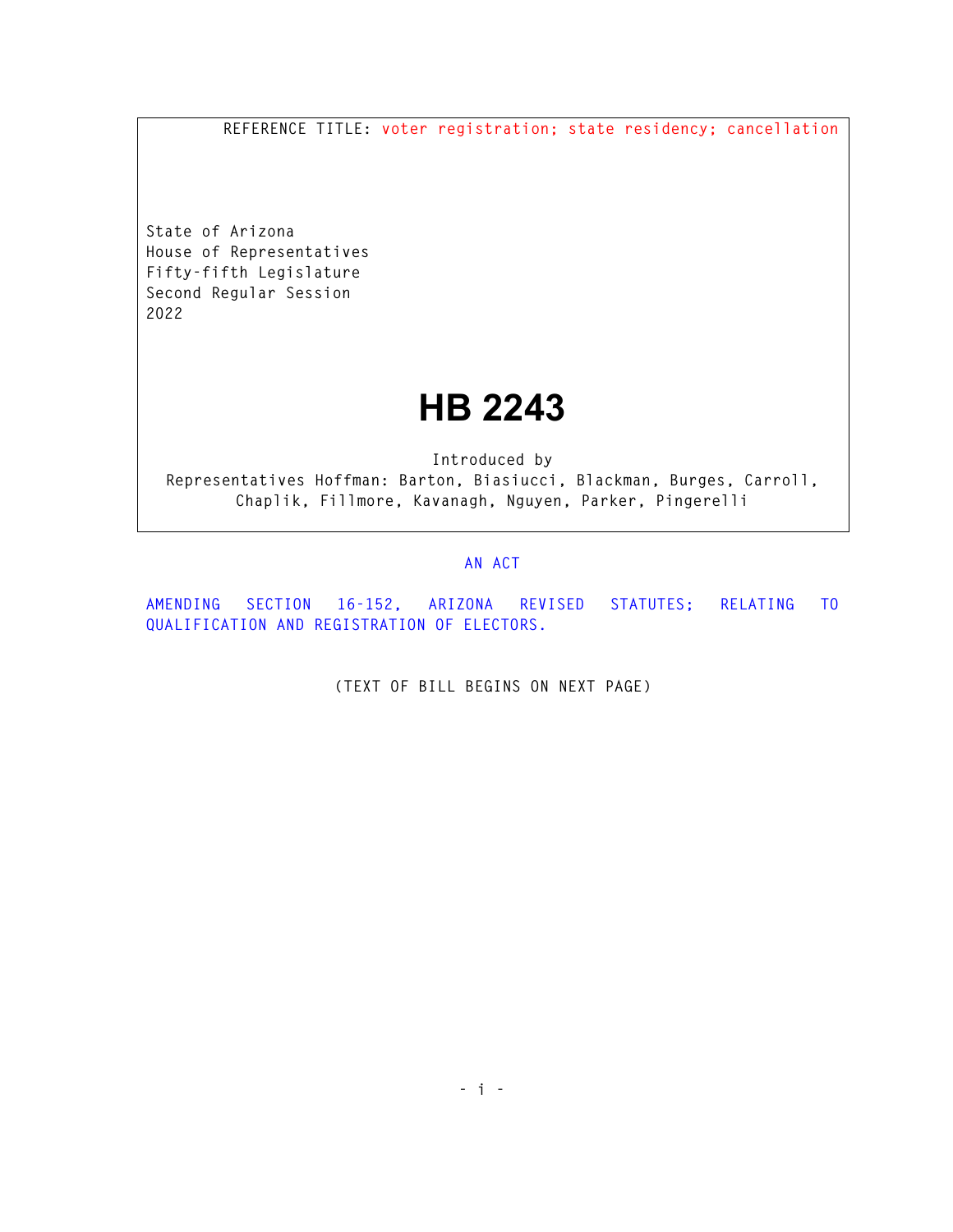REFERENCE TITLE: voter registration; state residency; cancellation

State of Arizona
House of Representatives
Fifty-fifth Legislature
Second Regular Session
2022

# HB 2243

Introduced by
Representatives Hoffman: Barton, Biasiucci, Blackman, Burges, Carroll, Chaplik, Fillmore, Kavanagh, Nguyen, Parker, Pingerelli

AN ACT

AMENDING SECTION 16-152, ARIZONA REVISED STATUTES; RELATING TO QUALIFICATION AND REGISTRATION OF ELECTORS.

(TEXT OF BILL BEGINS ON NEXT PAGE)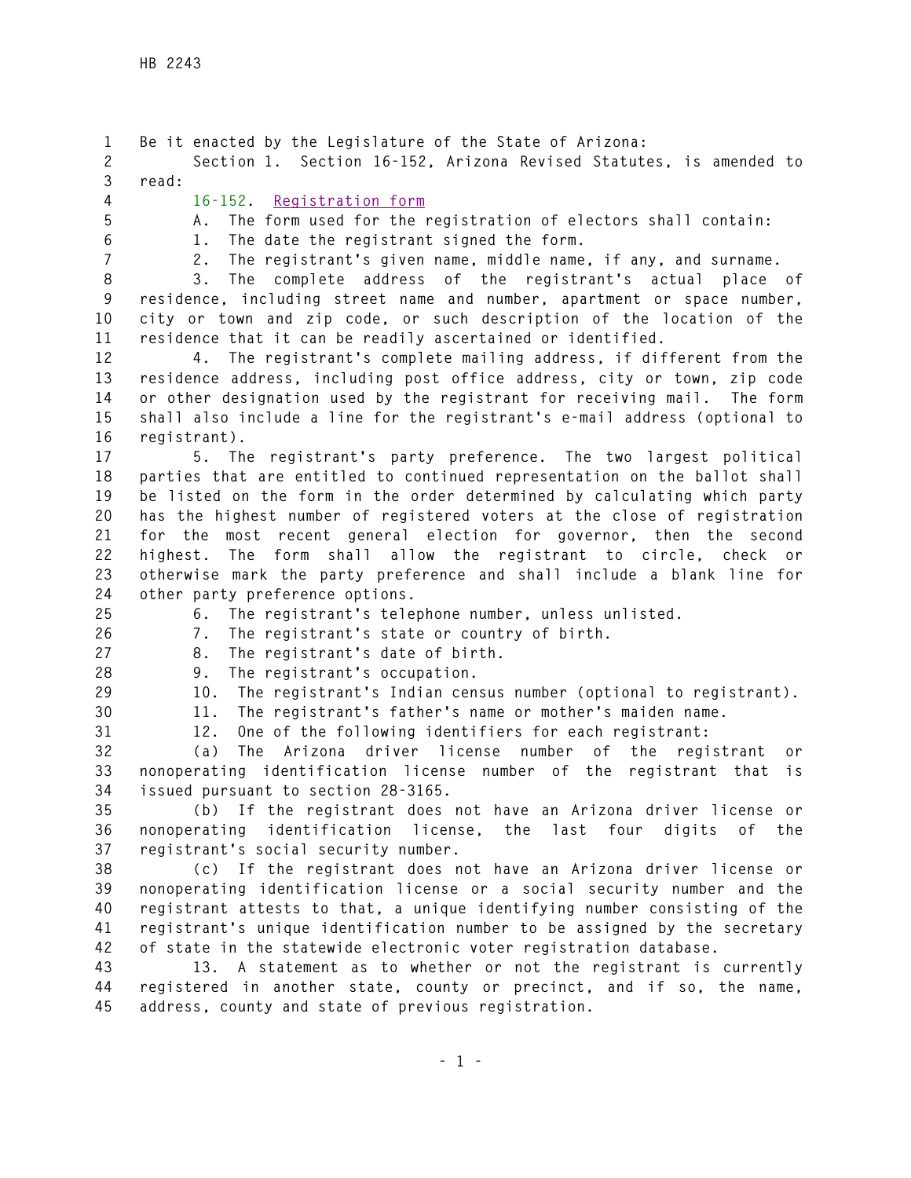Be it enacted by the Legislature of the State of Arizona:

Section 1. Section 16-152, Arizona Revised Statutes, is amended to read:

16-152. Registration form

A. The form used for the registration of electors shall contain:

1. The date the registrant signed the form.

2. The registrant's given name, middle name, if any, and surname.

3. The complete address of the registrant's actual place of residence, including street name and number, apartment or space number, city or town and zip code, or such description of the location of the residence that it can be readily ascertained or identified.

4. The registrant's complete mailing address, if different from the residence address, including post office address, city or town, zip code or other designation used by the registrant for receiving mail. The form shall also include a line for the registrant's e-mail address (optional to registrant).

5. The registrant's party preference. The two largest political parties that are entitled to continued representation on the ballot shall be listed on the form in the order determined by calculating which party has the highest number of registered voters at the close of registration for the most recent general election for governor, then the second highest. The form shall allow the registrant to circle, check or otherwise mark the party preference and shall include a blank line for other party preference options.

6. The registrant's telephone number, unless unlisted.

7. The registrant's state or country of birth.

8. The registrant's date of birth.

9. The registrant's occupation.

10. The registrant's Indian census number (optional to registrant).

11. The registrant's father's name or mother's maiden name.

12. One of the following identifiers for each registrant:

(a) The Arizona driver license number of the registrant or nonoperating identification license number of the registrant that is issued pursuant to section 28-3165.

(b) If the registrant does not have an Arizona driver license or nonoperating identification license, the last four digits of the registrant's social security number.

(c) If the registrant does not have an Arizona driver license or nonoperating identification license or a social security number and the registrant attests to that, a unique identifying number consisting of the registrant's unique identification number to be assigned by the secretary of state in the statewide electronic voter registration database.

13. A statement as to whether or not the registrant is currently registered in another state, county or precinct, and if so, the name, address, county and state of previous registration.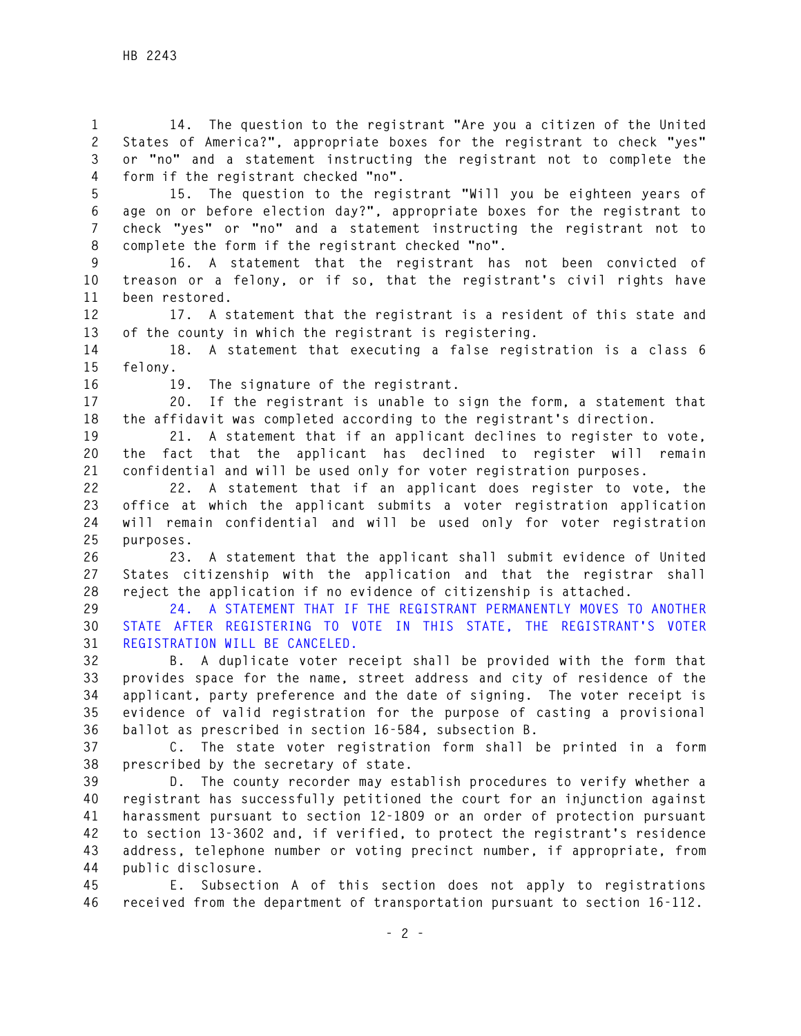14. The question to the registrant "Are you a citizen of the United States of America?", appropriate boxes for the registrant to check "yes" or "no" and a statement instructing the registrant not to complete the form if the registrant checked "no".

15. The question to the registrant "Will you be eighteen years of age on or before election day?", appropriate boxes for the registrant to check "yes" or "no" and a statement instructing the registrant not to complete the form if the registrant checked "no".

16. A statement that the registrant has not been convicted of treason or a felony, or if so, that the registrant's civil rights have been restored.

17. A statement that the registrant is a resident of this state and of the county in which the registrant is registering.

18. A statement that executing a false registration is a class 6 felony.

19. The signature of the registrant.

20. If the registrant is unable to sign the form, a statement that the affidavit was completed according to the registrant's direction.

21. A statement that if an applicant declines to register to vote, the fact that the applicant has declined to register will remain confidential and will be used only for voter registration purposes.

22. A statement that if an applicant does register to vote, the office at which the applicant submits a voter registration application will remain confidential and will be used only for voter registration purposes.

23. A statement that the applicant shall submit evidence of United States citizenship with the application and that the registrar shall reject the application if no evidence of citizenship is attached.

24. A STATEMENT THAT IF THE REGISTRANT PERMANENTLY MOVES TO ANOTHER STATE AFTER REGISTERING TO VOTE IN THIS STATE, THE REGISTRANT'S VOTER REGISTRATION WILL BE CANCELED.

B. A duplicate voter receipt shall be provided with the form that provides space for the name, street address and city of residence of the applicant, party preference and the date of signing. The voter receipt is evidence of valid registration for the purpose of casting a provisional ballot as prescribed in section 16-584, subsection B.

C. The state voter registration form shall be printed in a form prescribed by the secretary of state.

D. The county recorder may establish procedures to verify whether a registrant has successfully petitioned the court for an injunction against harassment pursuant to section 12-1809 or an order of protection pursuant to section 13-3602 and, if verified, to protect the registrant's residence address, telephone number or voting precinct number, if appropriate, from public disclosure.

E. Subsection A of this section does not apply to registrations received from the department of transportation pursuant to section 16-112.